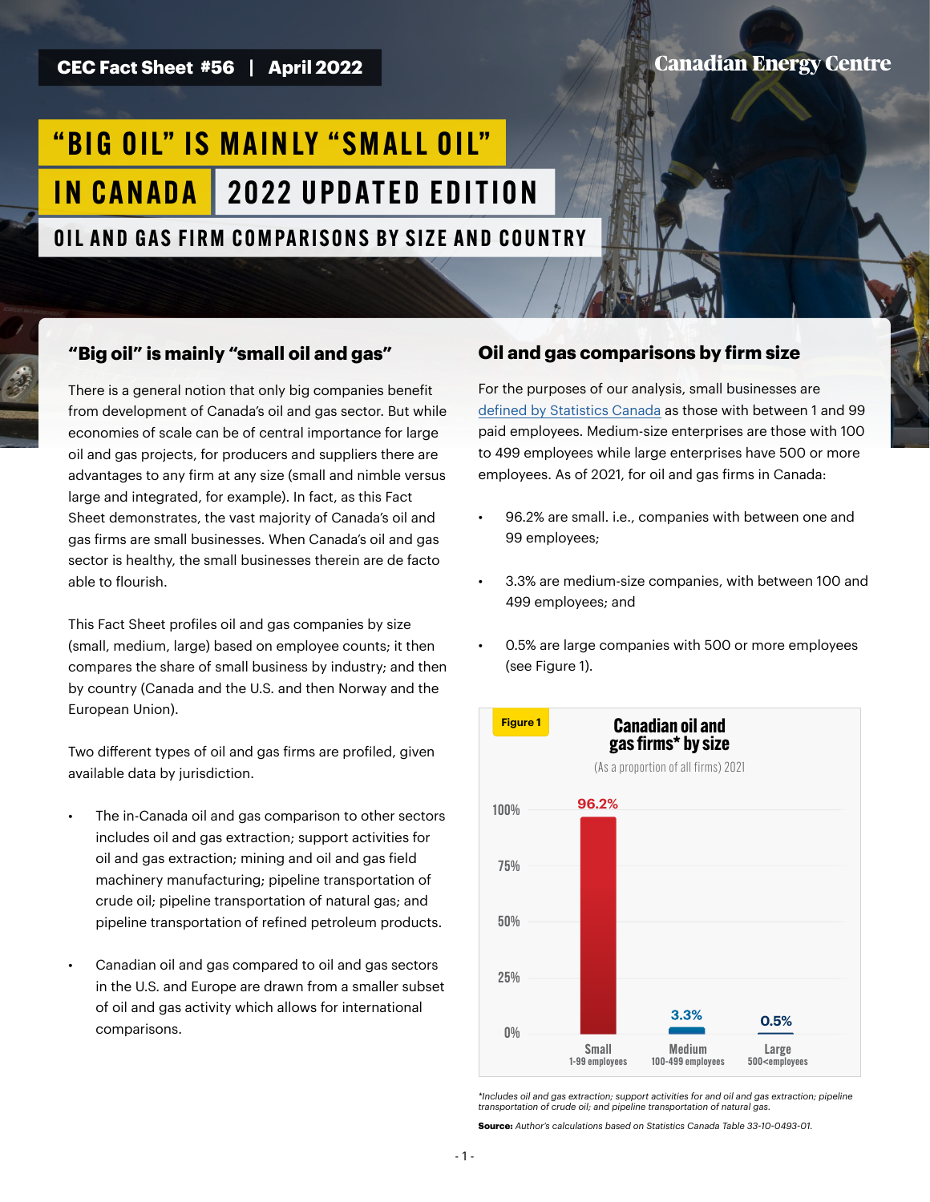CEC Fact Sheet #56 | April 2022

Canadian Energy Centre

# "BIG OIL" IS MAINLY "SMALL OIL" IN CANADA 2022 UPDATED EDITION

## OIL AND GAS FIRM COMPARISONS BY SIZE AND COUNTRY

### "Big oil" is mainly "small oil and gas"

There is a general notion that only big companies benefit from development of Canada's oil and gas sector. But while economies of scale can be of central importance for large oil and gas projects, for producers and suppliers there are advantages to any firm at any size (small and nimble versus large and integrated, for example). In fact, as this Fact Sheet demonstrates, the vast majority of Canada's oil and gas firms are small businesses. When Canada's oil and gas sector is healthy, the small businesses therein are de facto able to flourish.

This Fact Sheet profiles oil and gas companies by size (small, medium, large) based on employee counts; it then compares the share of small business by industry; and then by country (Canada and the U.S. and then Norway and the European Union).

Two different types of oil and gas firms are profiled, given available data by jurisdiction.

- The in-Canada oil and gas comparison to other sectors includes oil and gas extraction; support activities for oil and gas extraction; mining and oil and gas field machinery manufacturing; pipeline transportation of crude oil; pipeline transportation of natural gas; and pipeline transportation of refined petroleum products.
- Canadian oil and gas compared to oil and gas sectors in the U.S. and Europe are drawn from a smaller subset of oil and gas activity which allows for international comparisons.

### Oil and gas comparisons by firm size

For the purposes of our analysis, small businesses are defined by Statistics Canada as those with between 1 and 99 paid employees. Medium-size enterprises are those with 100 to 499 employees while large enterprises have 500 or more employees. As of 2021, for oil and gas firms in Canada:

- 96.2% are small. i.e., companies with between one and 99 employees;
- 3.3% are medium-size companies, with between 100 and 499 employees; and
- 0.5% are large companies with 500 or more employees (see Figure 1).

**Figure 1**

**Canadian oil and gas firms* by size**

(As a proportion of all firms) 2021

| Size | Share |
|---|---|
| Small (1-99 employees) | 96.2% |
| Medium (100-499 employees) | 3.3% |
| Large (500<employees) | 0.5% |

*\*Includes oil and gas extraction; support activities for and oil and gas extraction; pipeline transportation of crude oil; and pipeline transportation of natural gas.*

**Source:** *Author's calculations based on Statistics Canada Table 33-10-0493-01.*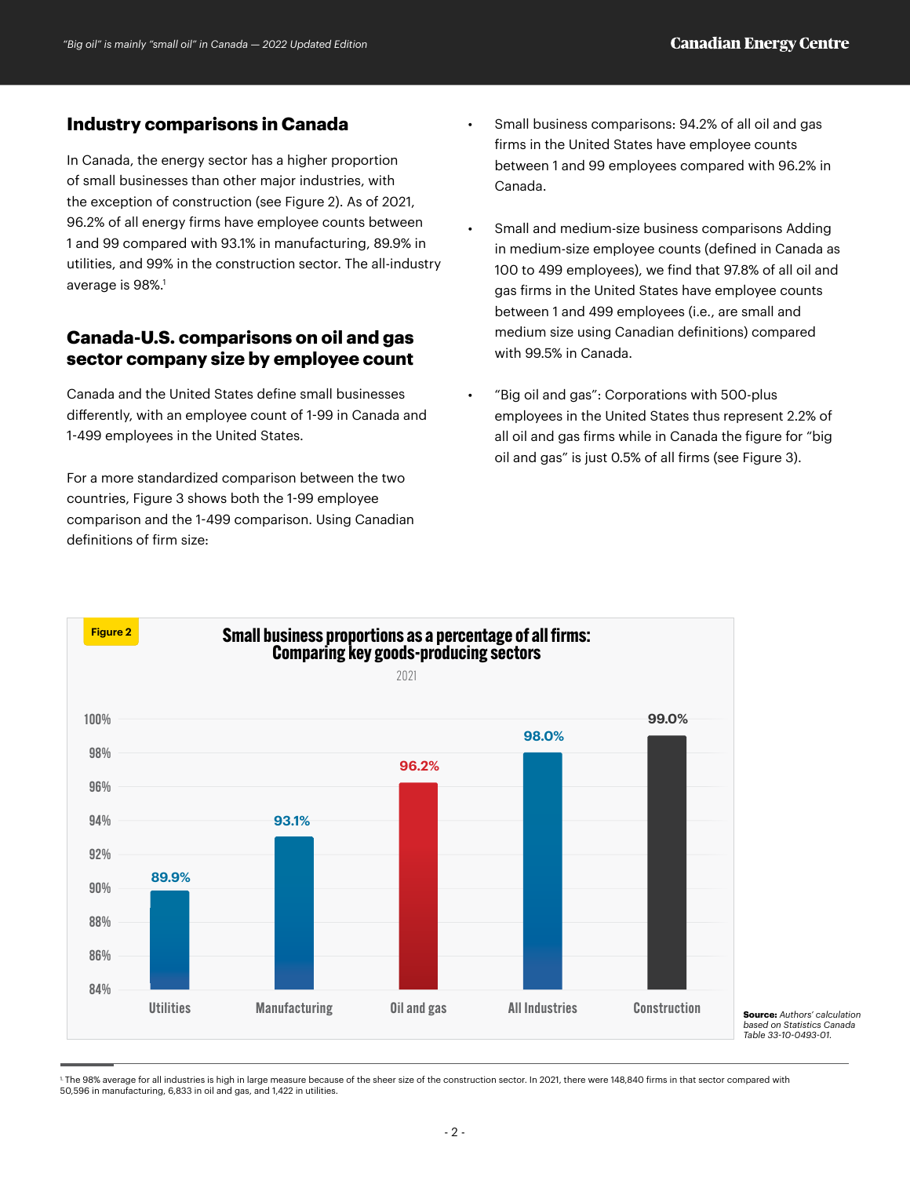## Industry comparisons in Canada

In Canada, the energy sector has a higher proportion of small businesses than other major industries, with the exception of construction (see Figure 2). As of 2021, 96.2% of all energy firms have employee counts between 1 and 99 compared with 93.1% in manufacturing, 89.9% in utilities, and 99% in the construction sector. The all-industry average is 98%.[1]

## Canada-U.S. comparisons on oil and gas sector company size by employee count

Canada and the United States define small businesses differently, with an employee count of 1-99 in Canada and 1-499 employees in the United States.

For a more standardized comparison between the two countries, Figure 3 shows both the 1-99 employee comparison and the 1-499 comparison. Using Canadian definitions of firm size:

- Small business comparisons: 94.2% of all oil and gas firms in the United States have employee counts between 1 and 99 employees compared with 96.2% in Canada.
- Small and medium-size business comparisons Adding in medium-size employee counts (defined in Canada as 100 to 499 employees), we find that 97.8% of all oil and gas firms in the United States have employee counts between 1 and 499 employees (i.e., are small and medium size using Canadian definitions) compared with 99.5% in Canada.
- "Big oil and gas": Corporations with 500-plus employees in the United States thus represent 2.2% of all oil and gas firms while in Canada the figure for "big oil and gas" is just 0.5% of all firms (see Figure 3).

**Figure 2**

**Small business proportions as a percentage of all firms: Comparing key goods-producing sectors**

2021

| Sector | Small business proportion |
|---|---|
| Utilities | 89.9% |
| Manufacturing | 93.1% |
| Oil and gas | 96.2% |
| All Industries | 98.0% |
| Construction | 99.0% |

**Source:** *Authors' calculation based on Statistics Canada Table 33-10-0493-01.*

[1] The 98% average for all industries is high in large measure because of the sheer size of the construction sector. In 2021, there were 148,840 firms in that sector compared with 50,596 in manufacturing, 6,833 in oil and gas, and 1,422 in utilities.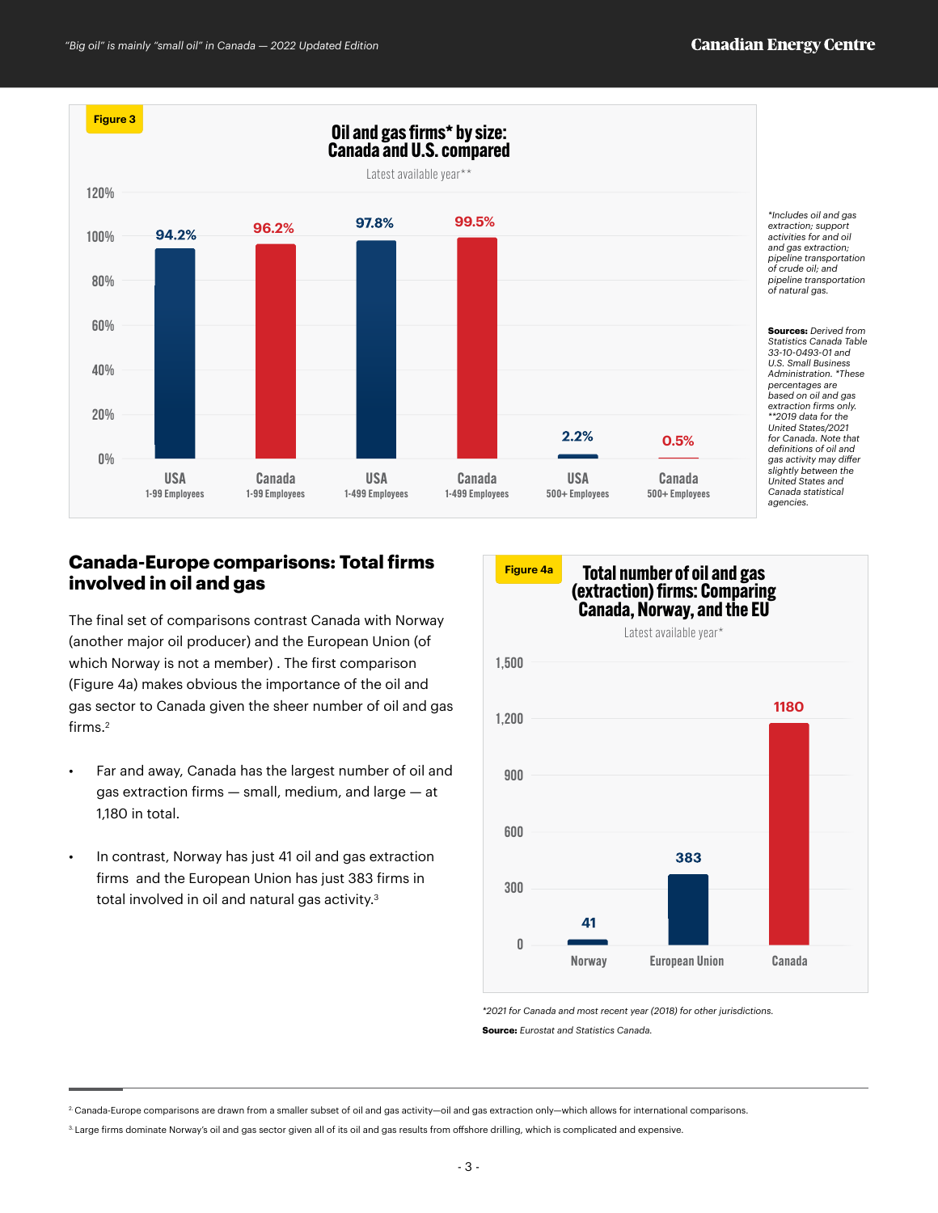**Figure 3**

**Oil and gas firms* by size: Canada and U.S. compared**

Latest available year**

| Country | Firm size | Share |
|---|---|---|
| USA | 1-99 Employees | 94.2% |
| Canada | 1-99 Employees | 96.2% |
| USA | 1-499 Employees | 97.8% |
| Canada | 1-499 Employees | 99.5% |
| USA | 500+ Employees | 2.2% |
| Canada | 500+ Employees | 0.5% |

*Includes oil and gas extraction; support activities for and oil and gas extraction; pipeline transportation of crude oil; and pipeline transportation of natural gas.

**Sources:** Derived from Statistics Canada Table 33-10-0493-01 and U.S. Small Business Administration. *These percentages are based on oil and gas extraction firms only. **2019 data for the United States/2021 for Canada. Note that definitions of oil and gas activity may differ slightly between the United States and Canada statistical agencies.

## Canada-Europe comparisons: Total firms involved in oil and gas

The final set of comparisons contrast Canada with Norway (another major oil producer) and the European Union (of which Norway is not a member) . The first comparison (Figure 4a) makes obvious the importance of the oil and gas sector to Canada given the sheer number of oil and gas firms.[2]

- Far and away, Canada has the largest number of oil and gas extraction firms — small, medium, and large — at 1,180 in total.
- In contrast, Norway has just 41 oil and gas extraction firms and the European Union has just 383 firms in total involved in oil and natural gas activity.[3]

**Figure 4a**

**Total number of oil and gas (extraction) firms: Comparing Canada, Norway, and the EU**

Latest available year*

| Jurisdiction | Number of firms |
|---|---|
| Norway | 41 |
| European Union | 383 |
| Canada | 1180 |

*2021 for Canada and most recent year (2018) for other jurisdictions.

**Source:** Eurostat and Statistics Canada.

---

[2] Canada-Europe comparisons are drawn from a smaller subset of oil and gas activity—oil and gas extraction only—which allows for international comparisons.

[3] Large firms dominate Norway's oil and gas sector given all of its oil and gas results from offshore drilling, which is complicated and expensive.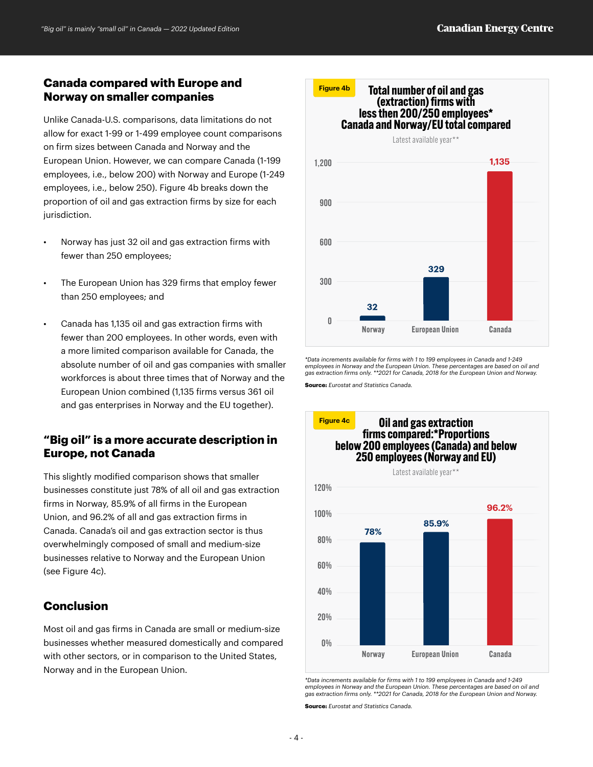## Canada compared with Europe and Norway on smaller companies

Unlike Canada-U.S. comparisons, data limitations do not allow for exact 1-99 or 1-499 employee count comparisons on firm sizes between Canada and Norway and the European Union. However, we can compare Canada (1-199 employees, i.e., below 200) with Norway and Europe (1-249 employees, i.e., below 250). Figure 4b breaks down the proportion of oil and gas extraction firms by size for each jurisdiction.

- Norway has just 32 oil and gas extraction firms with fewer than 250 employees;
- The European Union has 329 firms that employ fewer than 250 employees; and
- Canada has 1,135 oil and gas extraction firms with fewer than 200 employees. In other words, even with a more limited comparison available for Canada, the absolute number of oil and gas companies with smaller workforces is about three times that of Norway and the European Union combined (1,135 firms versus 361 oil and gas enterprises in Norway and the EU together).

**Figure 4b** Total number of oil and gas (extraction) firms with less then 200/250 employees* Canada and Norway/EU total compared

Latest available year**

| | Norway | European Union | Canada |
|---|---|---|---|
| Firms | 32 | 329 | 1,135 |

*Data increments available for firms with 1 to 199 employees in Canada and 1-249 employees in Norway and the European Union. These percentages are based on oil and gas extraction firms only. **2021 for Canada, 2018 for the European Union and Norway.

**Source:** *Eurostat and Statistics Canada.*

## "Big oil" is a more accurate description in Europe, not Canada

This slightly modified comparison shows that smaller businesses constitute just 78% of all oil and gas extraction firms in Norway, 85.9% of all firms in the European Union, and 96.2% of all and gas extraction firms in Canada. Canada's oil and gas extraction sector is thus overwhelmingly composed of small and medium-size businesses relative to Norway and the European Union (see Figure 4c).

**Figure 4c** Oil and gas extraction firms compared:*Proportions below 200 employees (Canada) and below 250 employees (Norway and EU)

Latest available year**

| | Norway | European Union | Canada |
|---|---|---|---|
| Proportion | 78% | 85.9% | 96.2% |

*Data increments available for firms with 1 to 199 employees in Canada and 1-249 employees in Norway and the European Union. These percentages are based on oil and gas extraction firms only. **2021 for Canada, 2018 for the European Union and Norway.

**Source:** *Eurostat and Statistics Canada.*

## Conclusion

Most oil and gas firms in Canada are small or medium-size businesses whether measured domestically and compared with other sectors, or in comparison to the United States, Norway and in the European Union.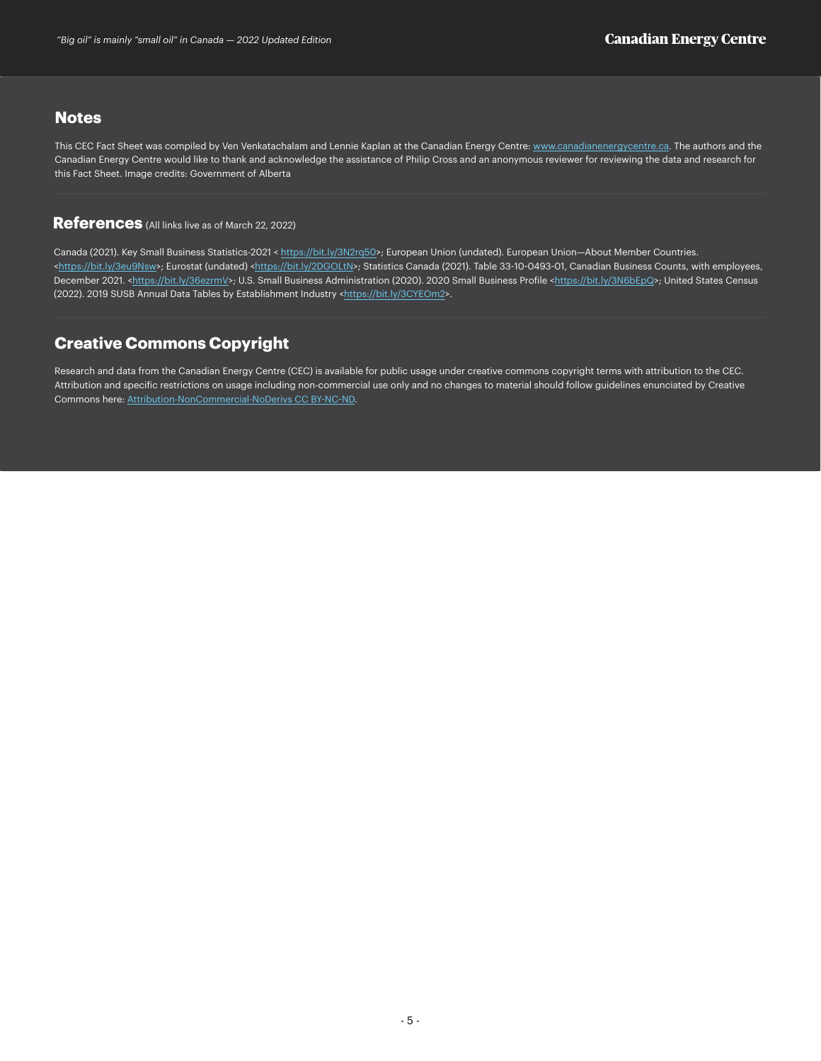## Notes

This CEC Fact Sheet was compiled by Ven Venkatachalam and Lennie Kaplan at the Canadian Energy Centre: www.canadianenergycentre.ca. The authors and the Canadian Energy Centre would like to thank and acknowledge the assistance of Philip Cross and an anonymous reviewer for reviewing the data and research for this Fact Sheet. Image credits: Government of Alberta

## References (All links live as of March 22, 2022)

Canada (2021). Key Small Business Statistics-2021 < https://bit.ly/3N2rq50>; European Union (undated). European Union—About Member Countries. <https://bit.ly/3eu9Nsw>; Eurostat (undated) <https://bit.ly/2DGOLtN>; Statistics Canada (2021). Table 33-10-0493-01, Canadian Business Counts, with employees, December 2021. <https://bit.ly/36ezrmV>; U.S. Small Business Administration (2020). 2020 Small Business Profile <https://bit.ly/3N6bEpQ>; United States Census (2022). 2019 SUSB Annual Data Tables by Establishment Industry <https://bit.ly/3CYEOm2>.

## Creative Commons Copyright

Research and data from the Canadian Energy Centre (CEC) is available for public usage under creative commons copyright terms with attribution to the CEC. Attribution and specific restrictions on usage including non-commercial use only and no changes to material should follow guidelines enunciated by Creative Commons here: Attribution-NonCommercial-NoDerivs CC BY-NC-ND.